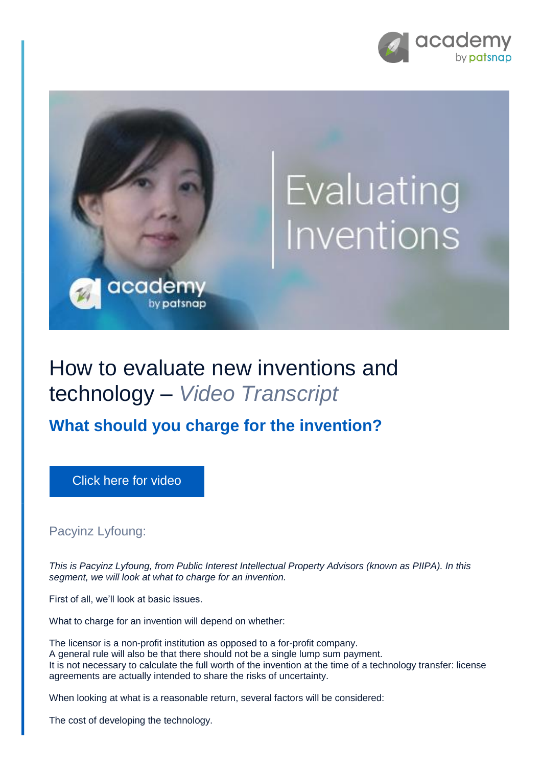# How to evaluate new inventions and technology – *Video Transcript*

## What should you charge for the invention?

Click here for video

Pacyinz Lyfoung:

*This is Pacyinz Lyfoung, from Public Interest Intellectual Property Advisors (known as PIIPA). In this segment, we will look at what to charge for an invention.*

First of all, we'll look at basic issues.

What to charge for an invention will depend on whether:

The licensor is a non-profit institution as opposed to a for-profit company.
A general rule will also be that there should not be a single lump sum payment.
It is not necessary to calculate the full worth of the invention at the time of a technology transfer: license agreements are actually intended to share the risks of uncertainty.

When looking at what is a reasonable return, several factors will be considered:

The cost of developing the technology.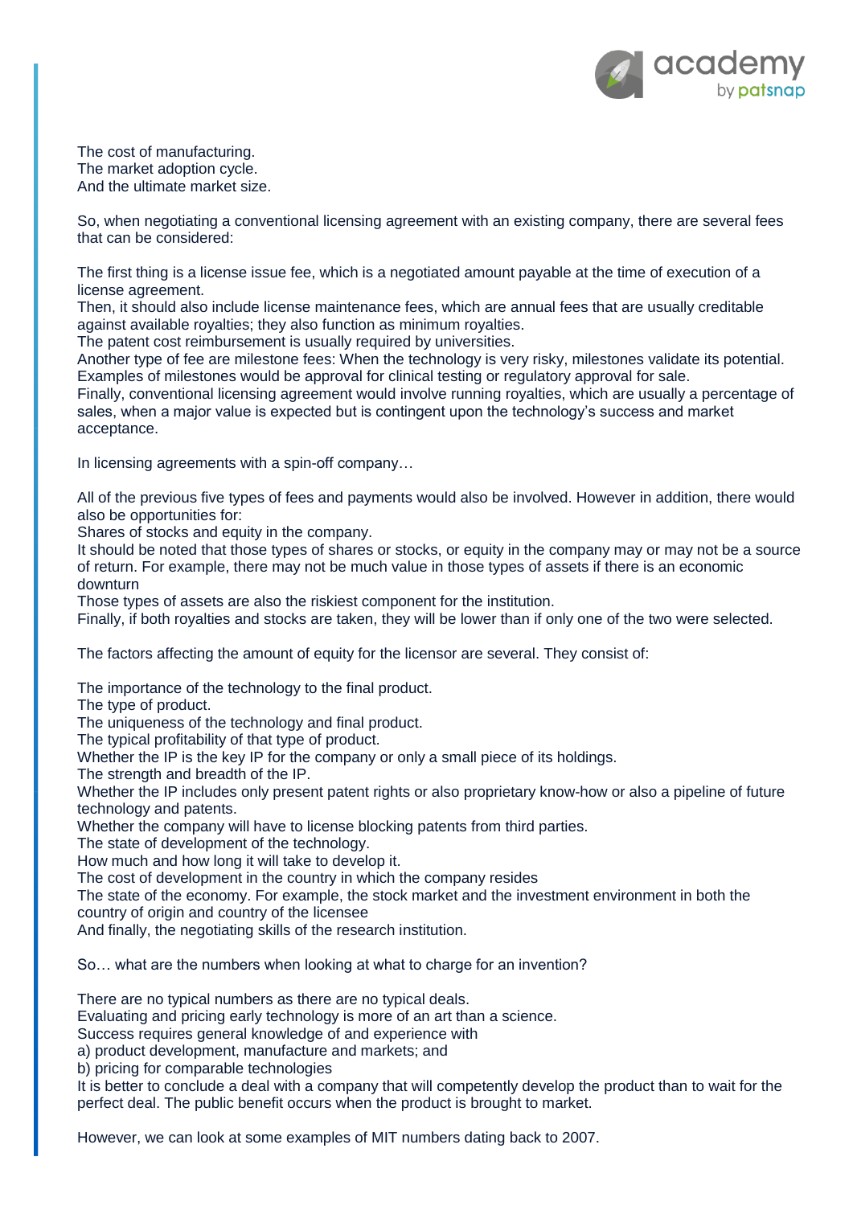The cost of manufacturing.
The market adoption cycle.
And the ultimate market size.

So, when negotiating a conventional licensing agreement with an existing company, there are several fees that can be considered:

The first thing is a license issue fee, which is a negotiated amount payable at the time of execution of a license agreement.
Then, it should also include license maintenance fees, which are annual fees that are usually creditable against available royalties; they also function as minimum royalties.
The patent cost reimbursement is usually required by universities.
Another type of fee are milestone fees: When the technology is very risky, milestones validate its potential. Examples of milestones would be approval for clinical testing or regulatory approval for sale.
Finally, conventional licensing agreement would involve running royalties, which are usually a percentage of sales, when a major value is expected but is contingent upon the technology's success and market acceptance.

In licensing agreements with a spin-off company…

All of the previous five types of fees and payments would also be involved. However in addition, there would also be opportunities for:
Shares of stocks and equity in the company.
It should be noted that those types of shares or stocks, or equity in the company may or may not be a source of return. For example, there may not be much value in those types of assets if there is an economic downturn
Those types of assets are also the riskiest component for the institution.
Finally, if both royalties and stocks are taken, they will be lower than if only one of the two were selected.

The factors affecting the amount of equity for the licensor are several. They consist of:

The importance of the technology to the final product.
The type of product.
The uniqueness of the technology and final product.
The typical profitability of that type of product.
Whether the IP is the key IP for the company or only a small piece of its holdings.
The strength and breadth of the IP.
Whether the IP includes only present patent rights or also proprietary know-how or also a pipeline of future technology and patents.
Whether the company will have to license blocking patents from third parties.
The state of development of the technology.
How much and how long it will take to develop it.
The cost of development in the country in which the company resides
The state of the economy. For example, the stock market and the investment environment in both the country of origin and country of the licensee
And finally, the negotiating skills of the research institution.

So… what are the numbers when looking at what to charge for an invention?

There are no typical numbers as there are no typical deals.
Evaluating and pricing early technology is more of an art than a science.
Success requires general knowledge of and experience with
a) product development, manufacture and markets; and
b) pricing for comparable technologies
It is better to conclude a deal with a company that will competently develop the product than to wait for the perfect deal. The public benefit occurs when the product is brought to market.

However, we can look at some examples of MIT numbers dating back to 2007.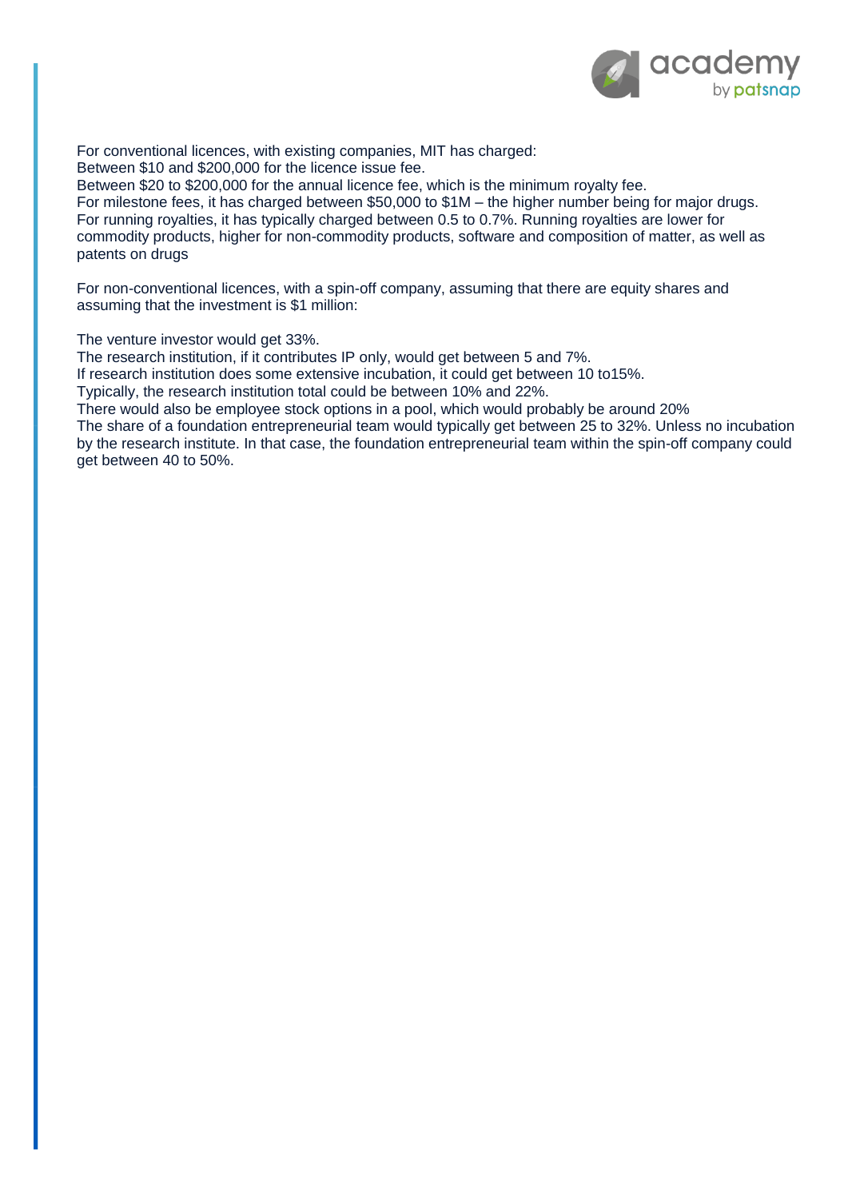For conventional licences, with existing companies, MIT has charged:
Between $10 and $200,000 for the licence issue fee.
Between $20 to $200,000 for the annual licence fee, which is the minimum royalty fee.
For milestone fees, it has charged between $50,000 to $1M – the higher number being for major drugs.
For running royalties, it has typically charged between 0.5 to 0.7%. Running royalties are lower for commodity products, higher for non-commodity products, software and composition of matter, as well as patents on drugs

For non-conventional licences, with a spin-off company, assuming that there are equity shares and assuming that the investment is $1 million:

The venture investor would get 33%.
The research institution, if it contributes IP only, would get between 5 and 7%.
If research institution does some extensive incubation, it could get between 10 to15%.
Typically, the research institution total could be between 10% and 22%.
There would also be employee stock options in a pool, which would probably be around 20%
The share of a foundation entrepreneurial team would typically get between 25 to 32%. Unless no incubation by the research institute. In that case, the foundation entrepreneurial team within the spin-off company could get between 40 to 50%.